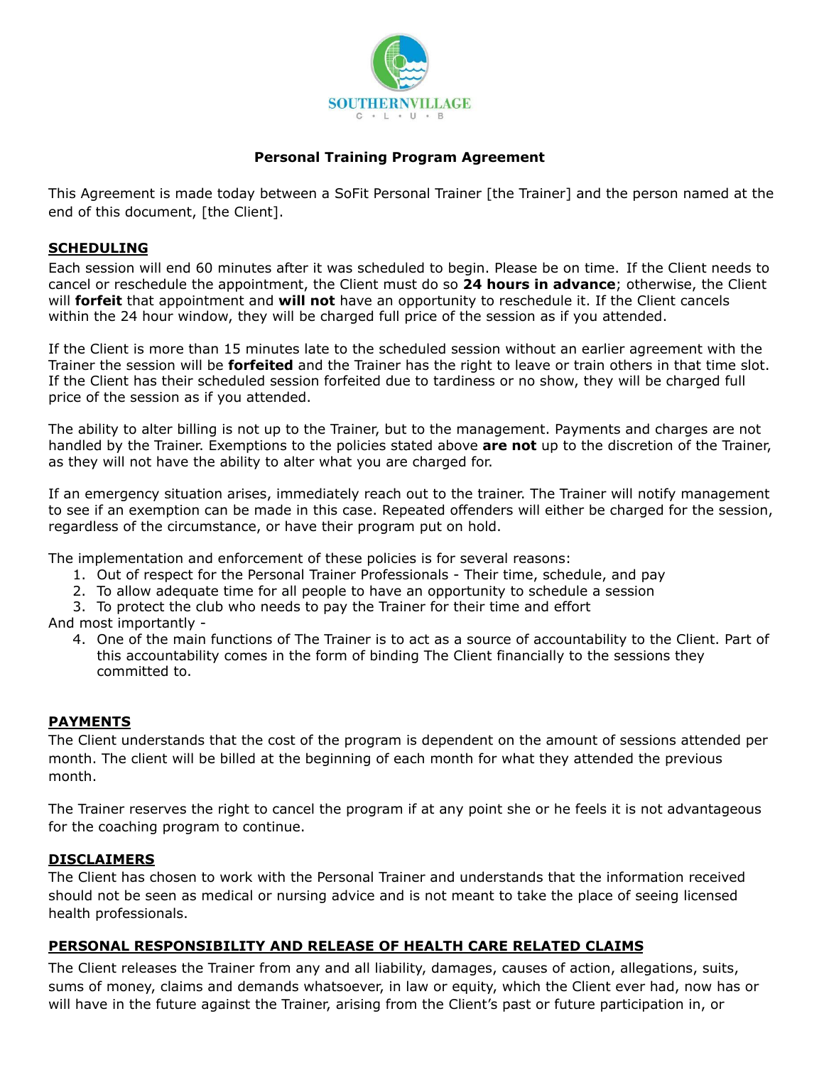**Personal Training Program Agreement**

This Agreement is made today between a SoFit Personal Trainer [the Trainer] and the person named at the end of this document, [the Client].

## SCHEDULING

Each session will end 60 minutes after it was scheduled to begin. Please be on time. If the Client needs to cancel or reschedule the appointment, the Client must do so **24 hours in advance**; otherwise, the Client will **forfeit** that appointment and **will not** have an opportunity to reschedule it. If the Client cancels within the 24 hour window, they will be charged full price of the session as if you attended.

If the Client is more than 15 minutes late to the scheduled session without an earlier agreement with the Trainer the session will be **forfeited** and the Trainer has the right to leave or train others in that time slot. If the Client has their scheduled session forfeited due to tardiness or no show, they will be charged full price of the session as if you attended.

The ability to alter billing is not up to the Trainer, but to the management. Payments and charges are not handled by the Trainer. Exemptions to the policies stated above **are not** up to the discretion of the Trainer, as they will not have the ability to alter what you are charged for.

If an emergency situation arises, immediately reach out to the trainer. The Trainer will notify management to see if an exemption can be made in this case. Repeated offenders will either be charged for the session, regardless of the circumstance, or have their program put on hold.

The implementation and enforcement of these policies is for several reasons:

1. Out of respect for the Personal Trainer Professionals - Their time, schedule, and pay
2. To allow adequate time for all people to have an opportunity to schedule a session
3. To protect the club who needs to pay the Trainer for their time and effort

And most importantly -

4. One of the main functions of The Trainer is to act as a source of accountability to the Client. Part of this accountability comes in the form of binding The Client financially to the sessions they committed to.

## PAYMENTS

The Client understands that the cost of the program is dependent on the amount of sessions attended per month. The client will be billed at the beginning of each month for what they attended the previous month.

The Trainer reserves the right to cancel the program if at any point she or he feels it is not advantageous for the coaching program to continue.

## DISCLAIMERS

The Client has chosen to work with the Personal Trainer and understands that the information received should not be seen as medical or nursing advice and is not meant to take the place of seeing licensed health professionals.

## PERSONAL RESPONSIBILITY AND RELEASE OF HEALTH CARE RELATED CLAIMS

The Client releases the Trainer from any and all liability, damages, causes of action, allegations, suits, sums of money, claims and demands whatsoever, in law or equity, which the Client ever had, now has or will have in the future against the Trainer, arising from the Client's past or future participation in, or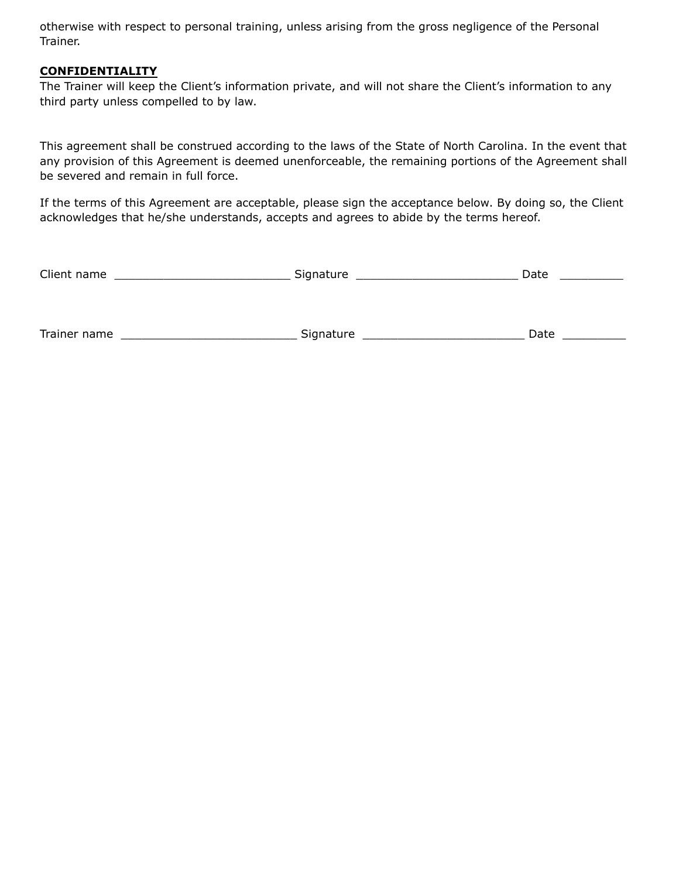otherwise with respect to personal training, unless arising from the gross negligence of the Personal Trainer.

**CONFIDENTIALITY**

The Trainer will keep the Client's information private, and will not share the Client's information to any third party unless compelled to by law.

This agreement shall be construed according to the laws of the State of North Carolina. In the event that any provision of this Agreement is deemed unenforceable, the remaining portions of the Agreement shall be severed and remain in full force.

If the terms of this Agreement are acceptable, please sign the acceptance below. By doing so, the Client acknowledges that he/she understands, accepts and agrees to abide by the terms hereof.

Client name _________________________ Signature _______________________ Date _________

Trainer name _________________________ Signature _______________________ Date _________